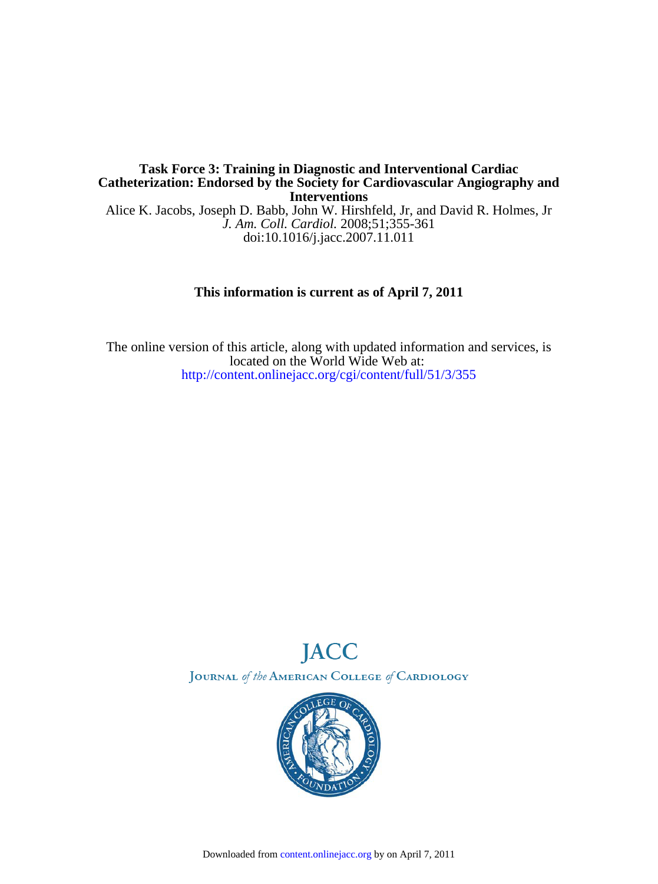**Task Force 3: Training in Diagnostic and Interventional Cardiac Catheterization: Endorsed by the Society for Cardiovascular Angiography and Interventions**

Alice K. Jacobs, Joseph D. Babb, John W. Hirshfeld, Jr, and David R. Holmes, Jr

*J. Am. Coll. Cardiol.* 2008;51;355-361

doi:10.1016/j.jacc.2007.11.011

**This information is current as of April 7, 2011**

The online version of this article, along with updated information and services, is located on the World Wide Web at:

http://content.onlinejacc.org/cgi/content/full/51/3/355

JACC

JOURNAL *of the* AMERICAN COLLEGE *of* CARDIOLOGY

Downloaded from content.onlinejacc.org by on April 7, 2011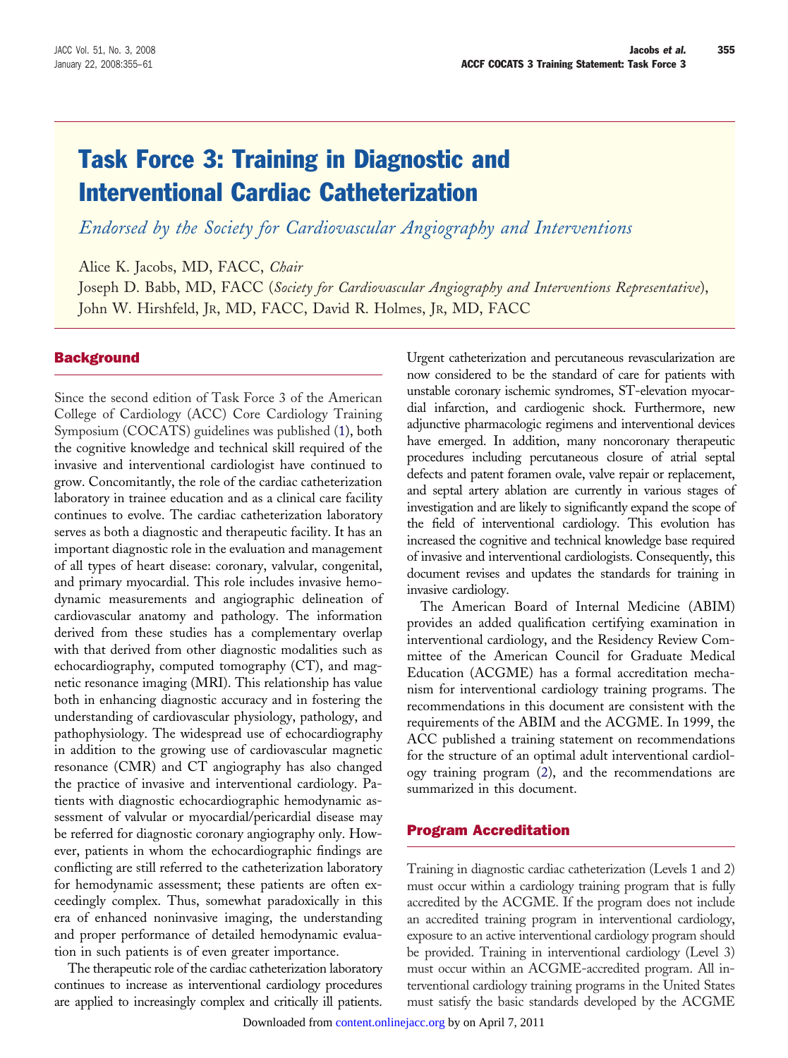# Task Force 3: Training in Diagnostic and Interventional Cardiac Catheterization

*Endorsed by the Society for Cardiovascular Angiography and Interventions*

Alice K. Jacobs, MD, FACC, *Chair*

Joseph D. Babb, MD, FACC (*Society for Cardiovascular Angiography and Interventions Representative*), John W. Hirshfeld, Jr, MD, FACC, David R. Holmes, Jr, MD, FACC

## Background

Since the second edition of Task Force 3 of the American College of Cardiology (ACC) Core Cardiology Training Symposium (COCATS) guidelines was published (1), both the cognitive knowledge and technical skill required of the invasive and interventional cardiologist have continued to grow. Concomitantly, the role of the cardiac catheterization laboratory in trainee education and as a clinical care facility continues to evolve. The cardiac catheterization laboratory serves as both a diagnostic and therapeutic facility. It has an important diagnostic role in the evaluation and management of all types of heart disease: coronary, valvular, congenital, and primary myocardial. This role includes invasive hemodynamic measurements and angiographic delineation of cardiovascular anatomy and pathology. The information derived from these studies has a complementary overlap with that derived from other diagnostic modalities such as echocardiography, computed tomography (CT), and magnetic resonance imaging (MRI). This relationship has value both in enhancing diagnostic accuracy and in fostering the understanding of cardiovascular physiology, pathology, and pathophysiology. The widespread use of echocardiography in addition to the growing use of cardiovascular magnetic resonance (CMR) and CT angiography has also changed the practice of invasive and interventional cardiology. Patients with diagnostic echocardiographic hemodynamic assessment of valvular or myocardial/pericardial disease may be referred for diagnostic coronary angiography only. However, patients in whom the echocardiographic findings are conflicting are still referred to the catheterization laboratory for hemodynamic assessment; these patients are often exceedingly complex. Thus, somewhat paradoxically in this era of enhanced noninvasive imaging, the understanding and proper performance of detailed hemodynamic evaluation in such patients is of even greater importance.

The therapeutic role of the cardiac catheterization laboratory continues to increase as interventional cardiology procedures are applied to increasingly complex and critically ill patients. Urgent catheterization and percutaneous revascularization are now considered to be the standard of care for patients with unstable coronary ischemic syndromes, ST-elevation myocardial infarction, and cardiogenic shock. Furthermore, new adjunctive pharmacologic regimens and interventional devices have emerged. In addition, many noncoronary therapeutic procedures including percutaneous closure of atrial septal defects and patent foramen ovale, valve repair or replacement, and septal artery ablation are currently in various stages of investigation and are likely to significantly expand the scope of the field of interventional cardiology. This evolution has increased the cognitive and technical knowledge base required of invasive and interventional cardiologists. Consequently, this document revises and updates the standards for training in invasive cardiology.

The American Board of Internal Medicine (ABIM) provides an added qualification certifying examination in interventional cardiology, and the Residency Review Committee of the American Council for Graduate Medical Education (ACGME) has a formal accreditation mechanism for interventional cardiology training programs. The recommendations in this document are consistent with the requirements of the ABIM and the ACGME. In 1999, the ACC published a training statement on recommendations for the structure of an optimal adult interventional cardiology training program (2), and the recommendations are summarized in this document.

## Program Accreditation

Training in diagnostic cardiac catheterization (Levels 1 and 2) must occur within a cardiology training program that is fully accredited by the ACGME. If the program does not include an accredited training program in interventional cardiology, exposure to an active interventional cardiology program should be provided. Training in interventional cardiology (Level 3) must occur within an ACGME-accredited program. All interventional cardiology training programs in the United States must satisfy the basic standards developed by the ACGME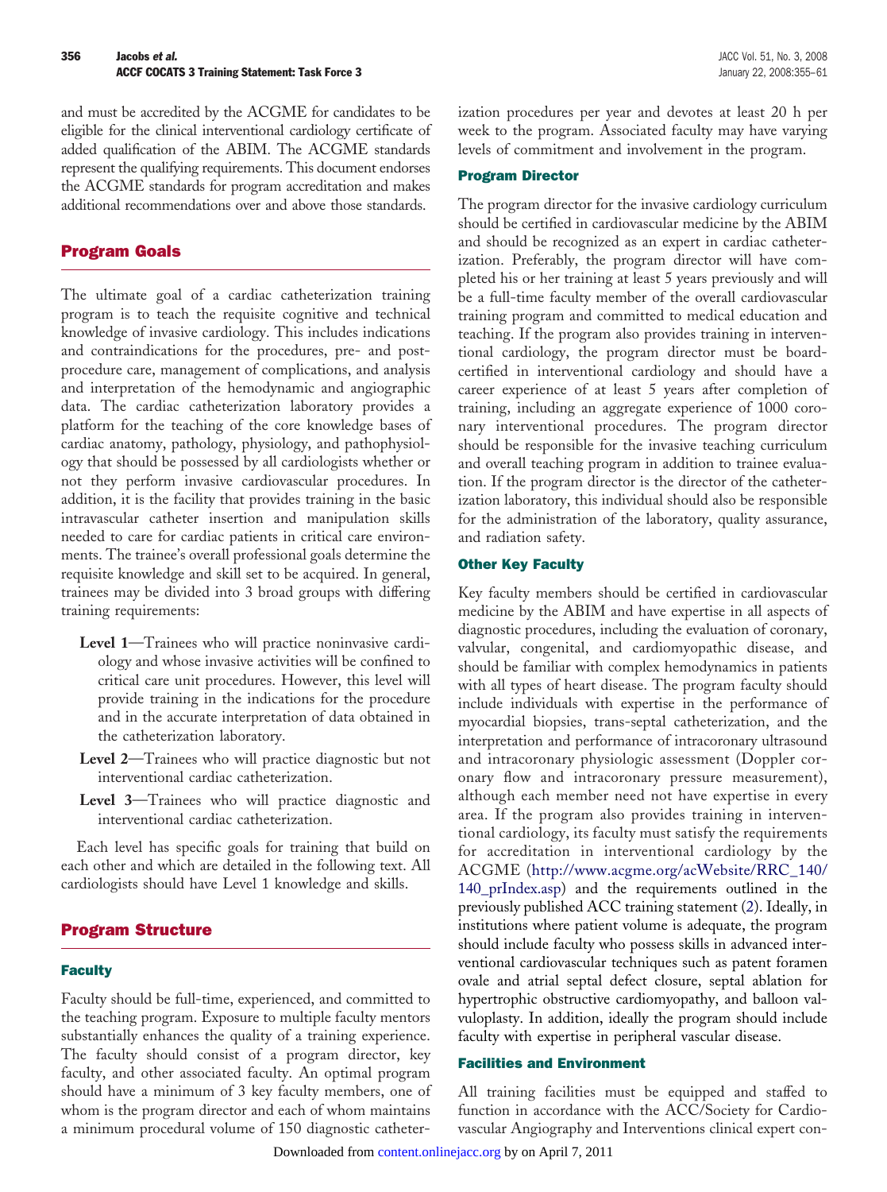and must be accredited by the ACGME for candidates to be eligible for the clinical interventional cardiology certificate of added qualification of the ABIM. The ACGME standards represent the qualifying requirements. This document endorses the ACGME standards for program accreditation and makes additional recommendations over and above those standards.

## Program Goals

The ultimate goal of a cardiac catheterization training program is to teach the requisite cognitive and technical knowledge of invasive cardiology. This includes indications and contraindications for the procedures, pre- and post-procedure care, management of complications, and analysis and interpretation of the hemodynamic and angiographic data. The cardiac catheterization laboratory provides a platform for the teaching of the core knowledge bases of cardiac anatomy, pathology, physiology, and pathophysiology that should be possessed by all cardiologists whether or not they perform invasive cardiovascular procedures. In addition, it is the facility that provides training in the basic intravascular catheter insertion and manipulation skills needed to care for cardiac patients in critical care environments. The trainee's overall professional goals determine the requisite knowledge and skill set to be acquired. In general, trainees may be divided into 3 broad groups with differing training requirements:

- **Level 1**—Trainees who will practice noninvasive cardiology and whose invasive activities will be confined to critical care unit procedures. However, this level will provide training in the indications for the procedure and in the accurate interpretation of data obtained in the catheterization laboratory.
- **Level 2**—Trainees who will practice diagnostic but not interventional cardiac catheterization.
- **Level 3**—Trainees who will practice diagnostic and interventional cardiac catheterization.

Each level has specific goals for training that build on each other and which are detailed in the following text. All cardiologists should have Level 1 knowledge and skills.

## Program Structure

### Faculty

Faculty should be full-time, experienced, and committed to the teaching program. Exposure to multiple faculty mentors substantially enhances the quality of a training experience. The faculty should consist of a program director, key faculty, and other associated faculty. An optimal program should have a minimum of 3 key faculty members, one of whom is the program director and each of whom maintains a minimum procedural volume of 150 diagnostic catheterization procedures per year and devotes at least 20 h per week to the program. Associated faculty may have varying levels of commitment and involvement in the program.

### Program Director

The program director for the invasive cardiology curriculum should be certified in cardiovascular medicine by the ABIM and should be recognized as an expert in cardiac catheterization. Preferably, the program director will have completed his or her training at least 5 years previously and will be a full-time faculty member of the overall cardiovascular training program and committed to medical education and teaching. If the program also provides training in interventional cardiology, the program director must be board-certified in interventional cardiology and should have a career experience of at least 5 years after completion of training, including an aggregate experience of 1000 coronary interventional procedures. The program director should be responsible for the invasive teaching curriculum and overall teaching program in addition to trainee evaluation. If the program director is the director of the catheterization laboratory, this individual should also be responsible for the administration of the laboratory, quality assurance, and radiation safety.

### Other Key Faculty

Key faculty members should be certified in cardiovascular medicine by the ABIM and have expertise in all aspects of diagnostic procedures, including the evaluation of coronary, valvular, congenital, and cardiomyopathic disease, and should be familiar with complex hemodynamics in patients with all types of heart disease. The program faculty should include individuals with expertise in the performance of myocardial biopsies, trans-septal catheterization, and the interpretation and performance of intracoronary ultrasound and intracoronary physiologic assessment (Doppler coronary flow and intracoronary pressure measurement), although each member need not have expertise in every area. If the program also provides training in interventional cardiology, its faculty must satisfy the requirements for accreditation in interventional cardiology by the ACGME (http://www.acgme.org/acWebsite/RRC_140/140_prIndex.asp) and the requirements outlined in the previously published ACC training statement (2). Ideally, in institutions where patient volume is adequate, the program should include faculty who possess skills in advanced interventional cardiovascular techniques such as patent foramen ovale and atrial septal defect closure, septal ablation for hypertrophic obstructive cardiomyopathy, and balloon valvuloplasty. In addition, ideally the program should include faculty with expertise in peripheral vascular disease.

### Facilities and Environment

All training facilities must be equipped and staffed to function in accordance with the ACC/Society for Cardiovascular Angiography and Interventions clinical expert con-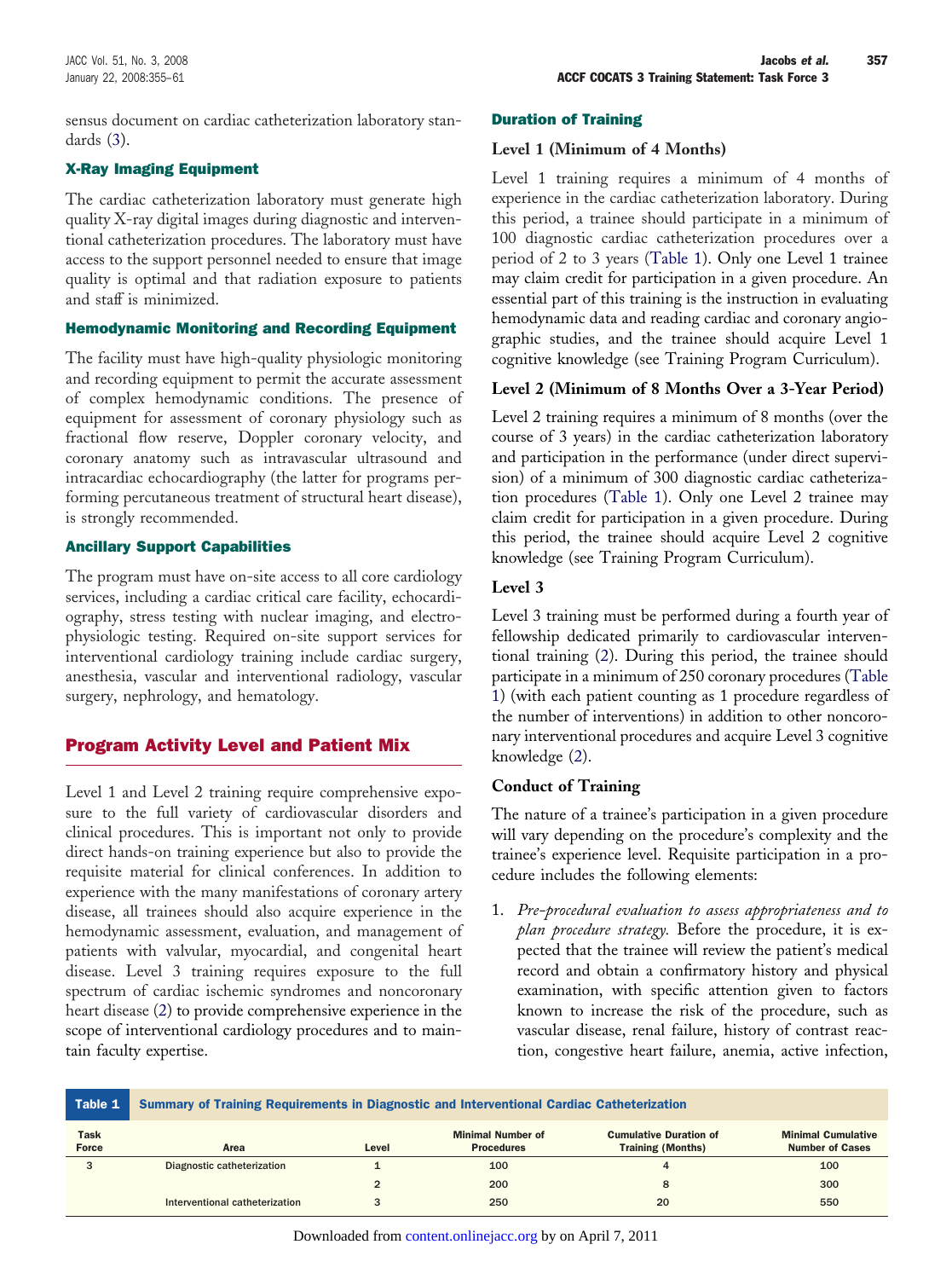sensus document on cardiac catheterization laboratory standards (3).

#### X-Ray Imaging Equipment

The cardiac catheterization laboratory must generate high quality X-ray digital images during diagnostic and interventional catheterization procedures. The laboratory must have access to the support personnel needed to ensure that image quality is optimal and that radiation exposure to patients and staff is minimized.

#### Hemodynamic Monitoring and Recording Equipment

The facility must have high-quality physiologic monitoring and recording equipment to permit the accurate assessment of complex hemodynamic conditions. The presence of equipment for assessment of coronary physiology such as fractional flow reserve, Doppler coronary velocity, and coronary anatomy such as intravascular ultrasound and intracardiac echocardiography (the latter for programs performing percutaneous treatment of structural heart disease), is strongly recommended.

#### Ancillary Support Capabilities

The program must have on-site access to all core cardiology services, including a cardiac critical care facility, echocardiography, stress testing with nuclear imaging, and electrophysiologic testing. Required on-site support services for interventional cardiology training include cardiac surgery, anesthesia, vascular and interventional radiology, vascular surgery, nephrology, and hematology.

## Program Activity Level and Patient Mix

Level 1 and Level 2 training require comprehensive exposure to the full variety of cardiovascular disorders and clinical procedures. This is important not only to provide direct hands-on training experience but also to provide the requisite material for clinical conferences. In addition to experience with the many manifestations of coronary artery disease, all trainees should also acquire experience in the hemodynamic assessment, evaluation, and management of patients with valvular, myocardial, and congenital heart disease. Level 3 training requires exposure to the full spectrum of cardiac ischemic syndromes and noncoronary heart disease (2) to provide comprehensive experience in the scope of interventional cardiology procedures and to maintain faculty expertise.

#### Duration of Training

**Level 1 (Minimum of 4 Months)**

Level 1 training requires a minimum of 4 months of experience in the cardiac catheterization laboratory. During this period, a trainee should participate in a minimum of 100 diagnostic cardiac catheterization procedures over a period of 2 to 3 years (Table 1). Only one Level 1 trainee may claim credit for participation in a given procedure. An essential part of this training is the instruction in evaluating hemodynamic data and reading cardiac and coronary angiographic studies, and the trainee should acquire Level 1 cognitive knowledge (see Training Program Curriculum).

**Level 2 (Minimum of 8 Months Over a 3-Year Period)**

Level 2 training requires a minimum of 8 months (over the course of 3 years) in the cardiac catheterization laboratory and participation in the performance (under direct supervision) of a minimum of 300 diagnostic cardiac catheterization procedures (Table 1). Only one Level 2 trainee may claim credit for participation in a given procedure. During this period, the trainee should acquire Level 2 cognitive knowledge (see Training Program Curriculum).

**Level 3**

Level 3 training must be performed during a fourth year of fellowship dedicated primarily to cardiovascular interventional training (2). During this period, the trainee should participate in a minimum of 250 coronary procedures (Table 1) (with each patient counting as 1 procedure regardless of the number of interventions) in addition to other noncoronary interventional procedures and acquire Level 3 cognitive knowledge (2).

**Conduct of Training**

The nature of a trainee's participation in a given procedure will vary depending on the procedure's complexity and the trainee's experience level. Requisite participation in a procedure includes the following elements:

1. *Pre-procedural evaluation to assess appropriateness and to plan procedure strategy.* Before the procedure, it is expected that the trainee will review the patient's medical record and obtain a confirmatory history and physical examination, with specific attention given to factors known to increase the risk of the procedure, such as vascular disease, renal failure, history of contrast reaction, congestive heart failure, anemia, active infection,

**Table 1 Summary of Training Requirements in Diagnostic and Interventional Cardiac Catheterization**

| Task Force | Area | Level | Minimal Number of Procedures | Cumulative Duration of Training (Months) | Minimal Cumulative Number of Cases |
|---|---|---|---|---|---|
| 3 | Diagnostic catheterization | 1 | 100 | 4 | 100 |
| | | 2 | 200 | 8 | 300 |
| | Interventional catheterization | 3 | 250 | 20 | 550 |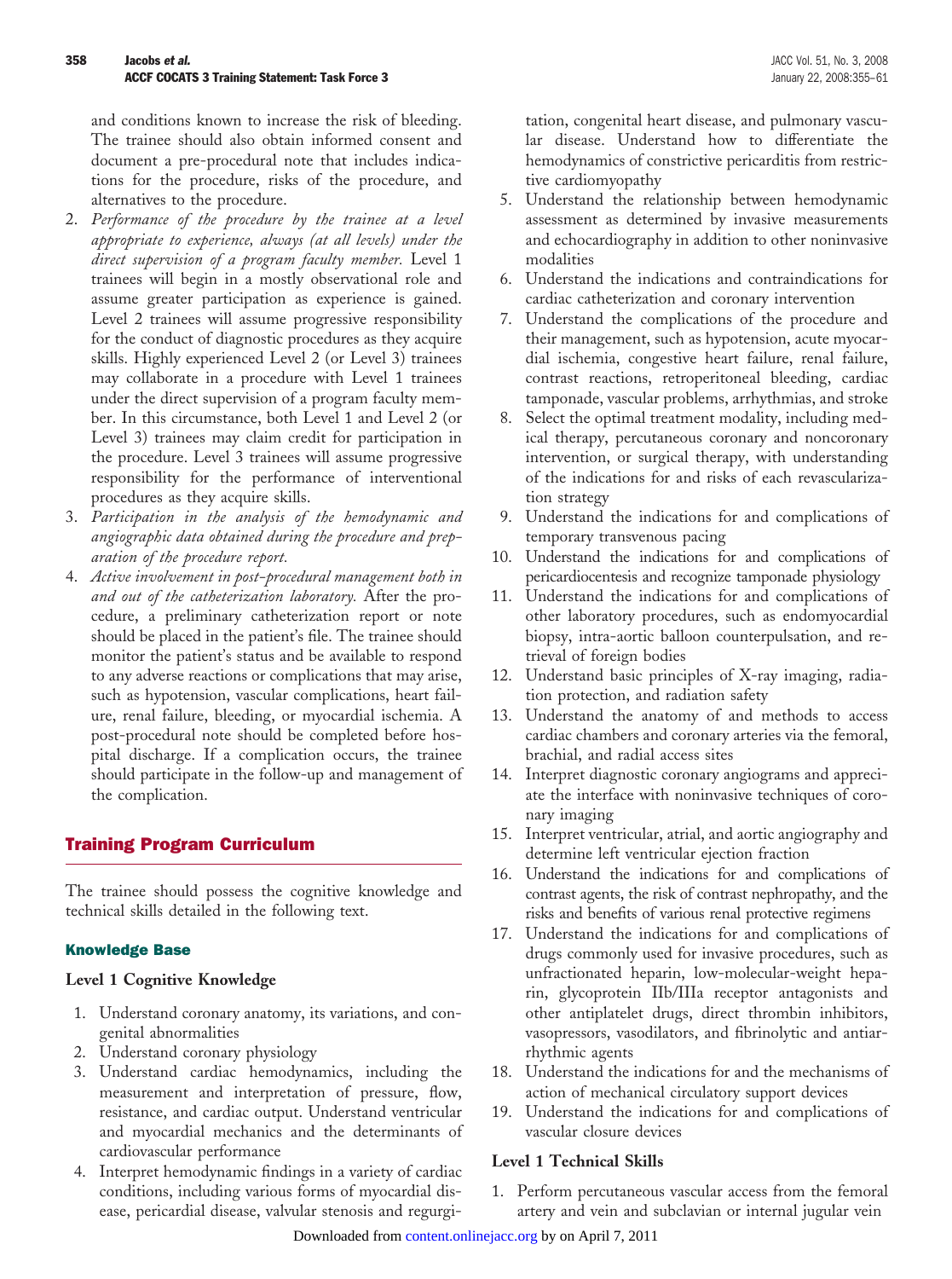and conditions known to increase the risk of bleeding. The trainee should also obtain informed consent and document a pre-procedural note that includes indications for the procedure, risks of the procedure, and alternatives to the procedure.

2. *Performance of the procedure by the trainee at a level appropriate to experience, always (at all levels) under the direct supervision of a program faculty member.* Level 1 trainees will begin in a mostly observational role and assume greater participation as experience is gained. Level 2 trainees will assume progressive responsibility for the conduct of diagnostic procedures as they acquire skills. Highly experienced Level 2 (or Level 3) trainees may collaborate in a procedure with Level 1 trainees under the direct supervision of a program faculty member. In this circumstance, both Level 1 and Level 2 (or Level 3) trainees may claim credit for participation in the procedure. Level 3 trainees will assume progressive responsibility for the performance of interventional procedures as they acquire skills.
3. *Participation in the analysis of the hemodynamic and angiographic data obtained during the procedure and preparation of the procedure report.*
4. *Active involvement in post-procedural management both in and out of the catheterization laboratory.* After the procedure, a preliminary catheterization report or note should be placed in the patient's file. The trainee should monitor the patient's status and be available to respond to any adverse reactions or complications that may arise, such as hypotension, vascular complications, heart failure, renal failure, bleeding, or myocardial ischemia. A post-procedural note should be completed before hospital discharge. If a complication occurs, the trainee should participate in the follow-up and management of the complication.

## Training Program Curriculum

The trainee should possess the cognitive knowledge and technical skills detailed in the following text.

### Knowledge Base

#### Level 1 Cognitive Knowledge

1. Understand coronary anatomy, its variations, and congenital abnormalities
2. Understand coronary physiology
3. Understand cardiac hemodynamics, including the measurement and interpretation of pressure, flow, resistance, and cardiac output. Understand ventricular and myocardial mechanics and the determinants of cardiovascular performance
4. Interpret hemodynamic findings in a variety of cardiac conditions, including various forms of myocardial disease, pericardial disease, valvular stenosis and regurgitation, congenital heart disease, and pulmonary vascular disease. Understand how to differentiate the hemodynamics of constrictive pericarditis from restrictive cardiomyopathy
5. Understand the relationship between hemodynamic assessment as determined by invasive measurements and echocardiography in addition to other noninvasive modalities
6. Understand the indications and contraindications for cardiac catheterization and coronary intervention
7. Understand the complications of the procedure and their management, such as hypotension, acute myocardial ischemia, congestive heart failure, renal failure, contrast reactions, retroperitoneal bleeding, cardiac tamponade, vascular problems, arrhythmias, and stroke
8. Select the optimal treatment modality, including medical therapy, percutaneous coronary and noncoronary intervention, or surgical therapy, with understanding of the indications for and risks of each revascularization strategy
9. Understand the indications for and complications of temporary transvenous pacing
10. Understand the indications for and complications of pericardiocentesis and recognize tamponade physiology
11. Understand the indications for and complications of other laboratory procedures, such as endomyocardial biopsy, intra-aortic balloon counterpulsation, and retrieval of foreign bodies
12. Understand basic principles of X-ray imaging, radiation protection, and radiation safety
13. Understand the anatomy of and methods to access cardiac chambers and coronary arteries via the femoral, brachial, and radial access sites
14. Interpret diagnostic coronary angiograms and appreciate the interface with noninvasive techniques of coronary imaging
15. Interpret ventricular, atrial, and aortic angiography and determine left ventricular ejection fraction
16. Understand the indications for and complications of contrast agents, the risk of contrast nephropathy, and the risks and benefits of various renal protective regimens
17. Understand the indications for and complications of drugs commonly used for invasive procedures, such as unfractionated heparin, low-molecular-weight heparin, glycoprotein IIb/IIIa receptor antagonists and other antiplatelet drugs, direct thrombin inhibitors, vasopressors, vasodilators, and fibrinolytic and antiarrhythmic agents
18. Understand the indications for and the mechanisms of action of mechanical circulatory support devices
19. Understand the indications for and complications of vascular closure devices

#### Level 1 Technical Skills

1. Perform percutaneous vascular access from the femoral artery and vein and subclavian or internal jugular vein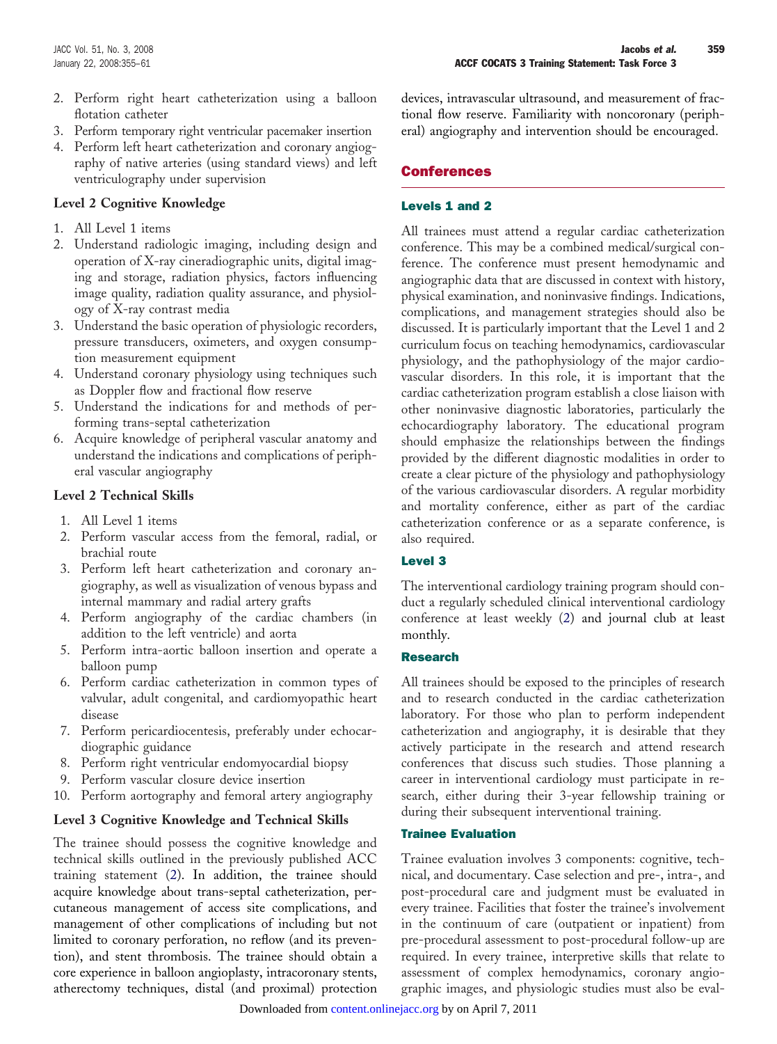2. Perform right heart catheterization using a balloon flotation catheter
3. Perform temporary right ventricular pacemaker insertion
4. Perform left heart catheterization and coronary angiography of native arteries (using standard views) and left ventriculography under supervision

**Level 2 Cognitive Knowledge**

1. All Level 1 items
2. Understand radiologic imaging, including design and operation of X-ray cineradiographic units, digital imaging and storage, radiation physics, factors influencing image quality, radiation quality assurance, and physiology of X-ray contrast media
3. Understand the basic operation of physiologic recorders, pressure transducers, oximeters, and oxygen consumption measurement equipment
4. Understand coronary physiology using techniques such as Doppler flow and fractional flow reserve
5. Understand the indications for and methods of performing trans-septal catheterization
6. Acquire knowledge of peripheral vascular anatomy and understand the indications and complications of peripheral vascular angiography

**Level 2 Technical Skills**

1. All Level 1 items
2. Perform vascular access from the femoral, radial, or brachial route
3. Perform left heart catheterization and coronary angiography, as well as visualization of venous bypass and internal mammary and radial artery grafts
4. Perform angiography of the cardiac chambers (in addition to the left ventricle) and aorta
5. Perform intra-aortic balloon insertion and operate a balloon pump
6. Perform cardiac catheterization in common types of valvular, adult congenital, and cardiomyopathic heart disease
7. Perform pericardiocentesis, preferably under echocardiographic guidance
8. Perform right ventricular endomyocardial biopsy
9. Perform vascular closure device insertion
10. Perform aortography and femoral artery angiography

**Level 3 Cognitive Knowledge and Technical Skills**

The trainee should possess the cognitive knowledge and technical skills outlined in the previously published ACC training statement (2). In addition, the trainee should acquire knowledge about trans-septal catheterization, percutaneous management of access site complications, and management of other complications of including but not limited to coronary perforation, no reflow (and its prevention), and stent thrombosis. The trainee should obtain a core experience in balloon angioplasty, intracoronary stents, atherectomy techniques, distal (and proximal) protection devices, intravascular ultrasound, and measurement of fractional flow reserve. Familiarity with noncoronary (peripheral) angiography and intervention should be encouraged.

## Conferences

### Levels 1 and 2

All trainees must attend a regular cardiac catheterization conference. This may be a combined medical/surgical conference. The conference must present hemodynamic and angiographic data that are discussed in context with history, physical examination, and noninvasive findings. Indications, complications, and management strategies should also be discussed. It is particularly important that the Level 1 and 2 curriculum focus on teaching hemodynamics, cardiovascular physiology, and the pathophysiology of the major cardiovascular disorders. In this role, it is important that the cardiac catheterization program establish a close liaison with other noninvasive diagnostic laboratories, particularly the echocardiography laboratory. The educational program should emphasize the relationships between the findings provided by the different diagnostic modalities in order to create a clear picture of the physiology and pathophysiology of the various cardiovascular disorders. A regular morbidity and mortality conference, either as part of the cardiac catheterization conference or as a separate conference, is also required.

### Level 3

The interventional cardiology training program should conduct a regularly scheduled clinical interventional cardiology conference at least weekly (2) and journal club at least monthly.

### Research

All trainees should be exposed to the principles of research and to research conducted in the cardiac catheterization laboratory. For those who plan to perform independent catheterization and angiography, it is desirable that they actively participate in the research and attend research conferences that discuss such studies. Those planning a career in interventional cardiology must participate in research, either during their 3-year fellowship training or during their subsequent interventional training.

### Trainee Evaluation

Trainee evaluation involves 3 components: cognitive, technical, and documentary. Case selection and pre-, intra-, and post-procedural care and judgment must be evaluated in every trainee. Facilities that foster the trainee's involvement in the continuum of care (outpatient or inpatient) from pre-procedural assessment to post-procedural follow-up are required. In every trainee, interpretive skills that relate to assessment of complex hemodynamics, coronary angiographic images, and physiologic studies must also be eval-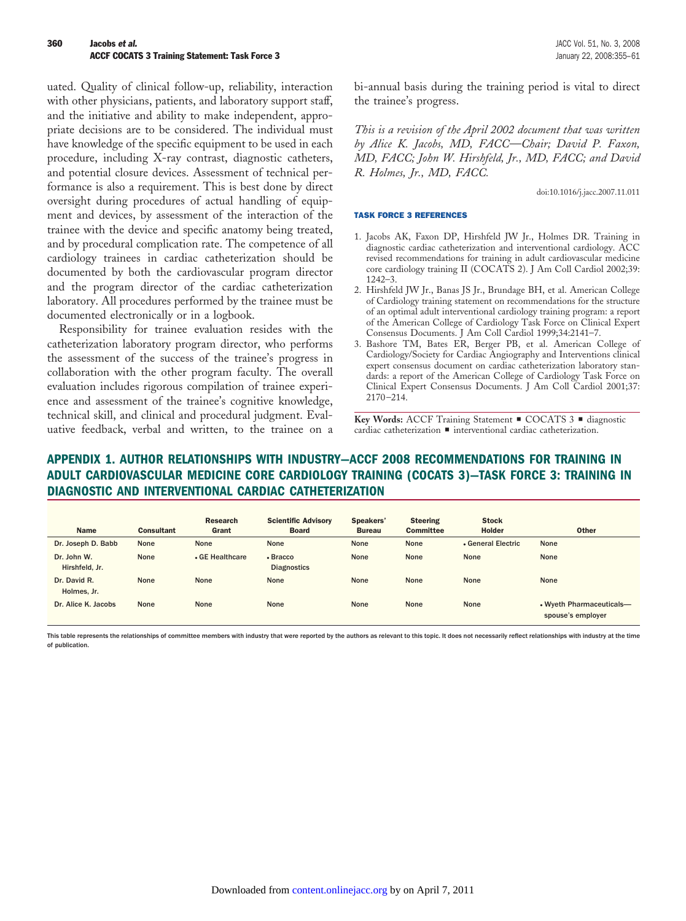uated. Quality of clinical follow-up, reliability, interaction with other physicians, patients, and laboratory support staff, and the initiative and ability to make independent, appropriate decisions are to be considered. The individual must have knowledge of the specific equipment to be used in each procedure, including X-ray contrast, diagnostic catheters, and potential closure devices. Assessment of technical performance is also a requirement. This is best done by direct oversight during procedures of actual handling of equipment and devices, by assessment of the interaction of the trainee with the device and specific anatomy being treated, and by procedural complication rate. The competence of all cardiology trainees in cardiac catheterization should be documented by both the cardiovascular program director and the program director of the cardiac catheterization laboratory. All procedures performed by the trainee must be documented electronically or in a logbook.

Responsibility for trainee evaluation resides with the catheterization laboratory program director, who performs the assessment of the success of the trainee's progress in collaboration with the other program faculty. The overall evaluation includes rigorous compilation of trainee experience and assessment of the trainee's cognitive knowledge, technical skill, and clinical and procedural judgment. Evaluative feedback, verbal and written, to the trainee on a bi-annual basis during the training period is vital to direct the trainee's progress.

*This is a revision of the April 2002 document that was written by Alice K. Jacobs, MD, FACC—Chair; David P. Faxon, MD, FACC; John W. Hirshfeld, Jr., MD, FACC; and David R. Holmes, Jr., MD, FACC.*

doi:10.1016/j.jacc.2007.11.011

### TASK FORCE 3 REFERENCES

1. Jacobs AK, Faxon DP, Hirshfeld JW Jr., Holmes DR. Training in diagnostic cardiac catheterization and interventional cardiology. ACC revised recommendations for training in adult cardiovascular medicine core cardiology training II (COCATS 2). J Am Coll Cardiol 2002;39:1242–3.
2. Hirshfeld JW Jr., Banas JS Jr., Brundage BH, et al. American College of Cardiology training statement on recommendations for the structure of an optimal adult interventional cardiology training program: a report of the American College of Cardiology Task Force on Clinical Expert Consensus Documents. J Am Coll Cardiol 1999;34:2141–7.
3. Bashore TM, Bates ER, Berger PB, et al. American College of Cardiology/Society for Cardiac Angiography and Interventions clinical expert consensus document on cardiac catheterization laboratory standards: a report of the American College of Cardiology Task Force on Clinical Expert Consensus Documents. J Am Coll Cardiol 2001;37:2170–214.

**Key Words:** ACCF Training Statement ■ COCATS 3 ■ diagnostic cardiac catheterization ■ interventional cardiac catheterization.

## APPENDIX 1. AUTHOR RELATIONSHIPS WITH INDUSTRY—ACCF 2008 RECOMMENDATIONS FOR TRAINING IN ADULT CARDIOVASCULAR MEDICINE CORE CARDIOLOGY TRAINING (COCATS 3)—TASK FORCE 3: TRAINING IN DIAGNOSTIC AND INTERVENTIONAL CARDIAC CATHETERIZATION

| Name | Consultant | Research Grant | Scientific Advisory Board | Speakers' Bureau | Steering Committee | Stock Holder | Other |
|---|---|---|---|---|---|---|---|
| Dr. Joseph D. Babb | None | None | None | None | None | • General Electric | None |
| Dr. John W. Hirshfeld, Jr. | None | • GE Healthcare | • Bracco Diagnostics | None | None | None | None |
| Dr. David R. Holmes, Jr. | None | None | None | None | None | None | None |
| Dr. Alice K. Jacobs | None | None | None | None | None | None | • Wyeth Pharmaceuticals—spouse's employer |

This table represents the relationships of committee members with industry that were reported by the authors as relevant to this topic. It does not necessarily reflect relationships with industry at the time of publication.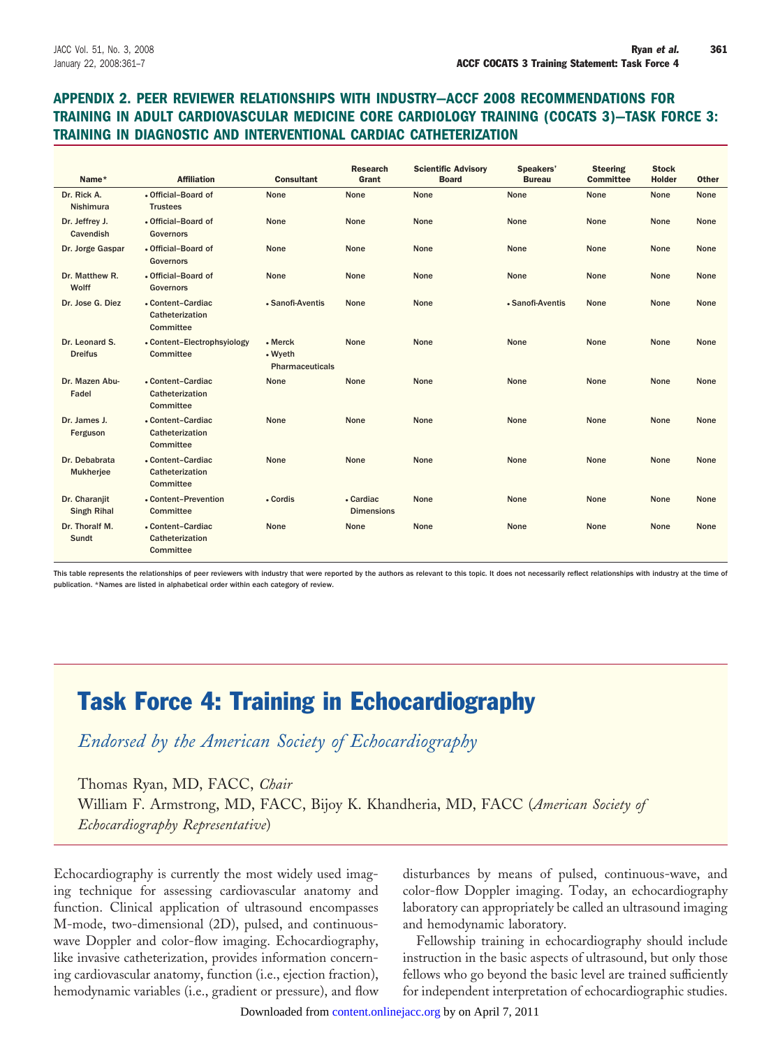## APPENDIX 2. PEER REVIEWER RELATIONSHIPS WITH INDUSTRY—ACCF 2008 RECOMMENDATIONS FOR TRAINING IN ADULT CARDIOVASCULAR MEDICINE CORE CARDIOLOGY TRAINING (COCATS 3)—TASK FORCE 3: TRAINING IN DIAGNOSTIC AND INTERVENTIONAL CARDIAC CATHETERIZATION

| Name* | Affiliation | Consultant | Research Grant | Scientific Advisory Board | Speakers' Bureau | Steering Committee | Stock Holder | Other |
|---|---|---|---|---|---|---|---|---|
| Dr. Rick A. Nishimura | • Official–Board of Trustees | None | None | None | None | None | None | None |
| Dr. Jeffrey J. Cavendish | • Official–Board of Governors | None | None | None | None | None | None | None |
| Dr. Jorge Gaspar | • Official–Board of Governors | None | None | None | None | None | None | None |
| Dr. Matthew R. Wolff | • Official–Board of Governors | None | None | None | None | None | None | None |
| Dr. Jose G. Diez | • Content–Cardiac Catheterization Committee | • Sanofi-Aventis | None | None | • Sanofi-Aventis | None | None | None |
| Dr. Leonard S. Dreifus | • Content–Electrophsyiology Committee | • Merck<br>• Wyeth Pharmaceuticals | None | None | None | None | None | None |
| Dr. Mazen Abu-Fadel | • Content–Cardiac Catheterization Committee | None | None | None | None | None | None | None |
| Dr. James J. Ferguson | • Content–Cardiac Catheterization Committee | None | None | None | None | None | None | None |
| Dr. Debabrata Mukherjee | • Content–Cardiac Catheterization Committee | None | None | None | None | None | None | None |
| Dr. Charanjit Singh Rihal | • Content–Prevention Committee | • Cordis | • Cardiac Dimensions | None | None | None | None | None |
| Dr. Thoralf M. Sundt | • Content–Cardiac Catheterization Committee | None | None | None | None | None | None | None |

This table represents the relationships of peer reviewers with industry that were reported by the authors as relevant to this topic. It does not necessarily reflect relationships with industry at the time of publication. *Names are listed in alphabetical order within each category of review.

# Task Force 4: Training in Echocardiography

*Endorsed by the American Society of Echocardiography*

Thomas Ryan, MD, FACC, *Chair*

William F. Armstrong, MD, FACC, Bijoy K. Khandheria, MD, FACC (*American Society of Echocardiography Representative*)

Echocardiography is currently the most widely used imaging technique for assessing cardiovascular anatomy and function. Clinical application of ultrasound encompasses M-mode, two-dimensional (2D), pulsed, and continuous-wave Doppler and color-flow imaging. Echocardiography, like invasive catheterization, provides information concerning cardiovascular anatomy, function (i.e., ejection fraction), hemodynamic variables (i.e., gradient or pressure), and flow disturbances by means of pulsed, continuous-wave, and color-flow Doppler imaging. Today, an echocardiography laboratory can appropriately be called an ultrasound imaging and hemodynamic laboratory.

Fellowship training in echocardiography should include instruction in the basic aspects of ultrasound, but only those fellows who go beyond the basic level are trained sufficiently for independent interpretation of echocardiographic studies.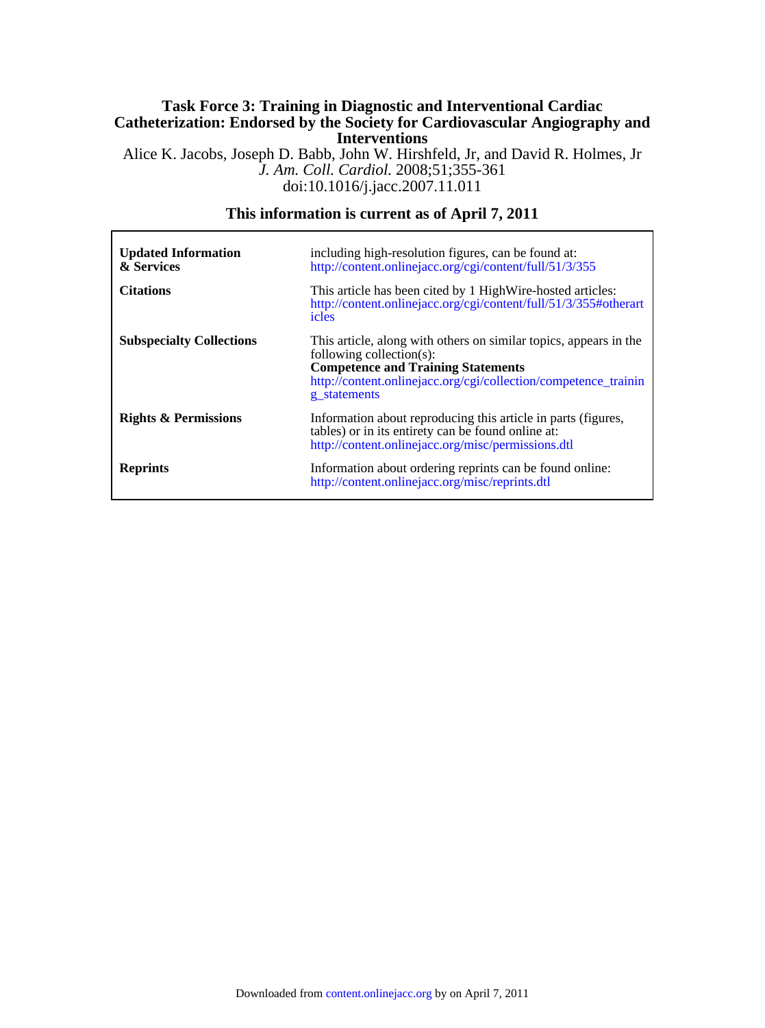# Task Force 3: Training in Diagnostic and Interventional Cardiac Catheterization: Endorsed by the Society for Cardiovascular Angiography and Interventions

Alice K. Jacobs, Joseph D. Babb, John W. Hirshfeld, Jr, and David R. Holmes, Jr

*J. Am. Coll. Cardiol.* 2008;51;355-361

doi:10.1016/j.jacc.2007.11.011

**This information is current as of April 7, 2011**

| | |
|---|---|
| **Updated Information & Services** | including high-resolution figures, can be found at: http://content.onlinejacc.org/cgi/content/full/51/3/355 |
| **Citations** | This article has been cited by 1 HighWire-hosted articles: http://content.onlinejacc.org/cgi/content/full/51/3/355#otherarticles |
| **Subspecialty Collections** | This article, along with others on similar topics, appears in the following collection(s): **Competence and Training Statements** http://content.onlinejacc.org/cgi/collection/competence_training_statements |
| **Rights & Permissions** | Information about reproducing this article in parts (figures, tables) or in its entirety can be found online at: http://content.onlinejacc.org/misc/permissions.dtl |
| **Reprints** | Information about ordering reprints can be found online: http://content.onlinejacc.org/misc/reprints.dtl |

Downloaded from content.onlinejacc.org by on April 7, 2011